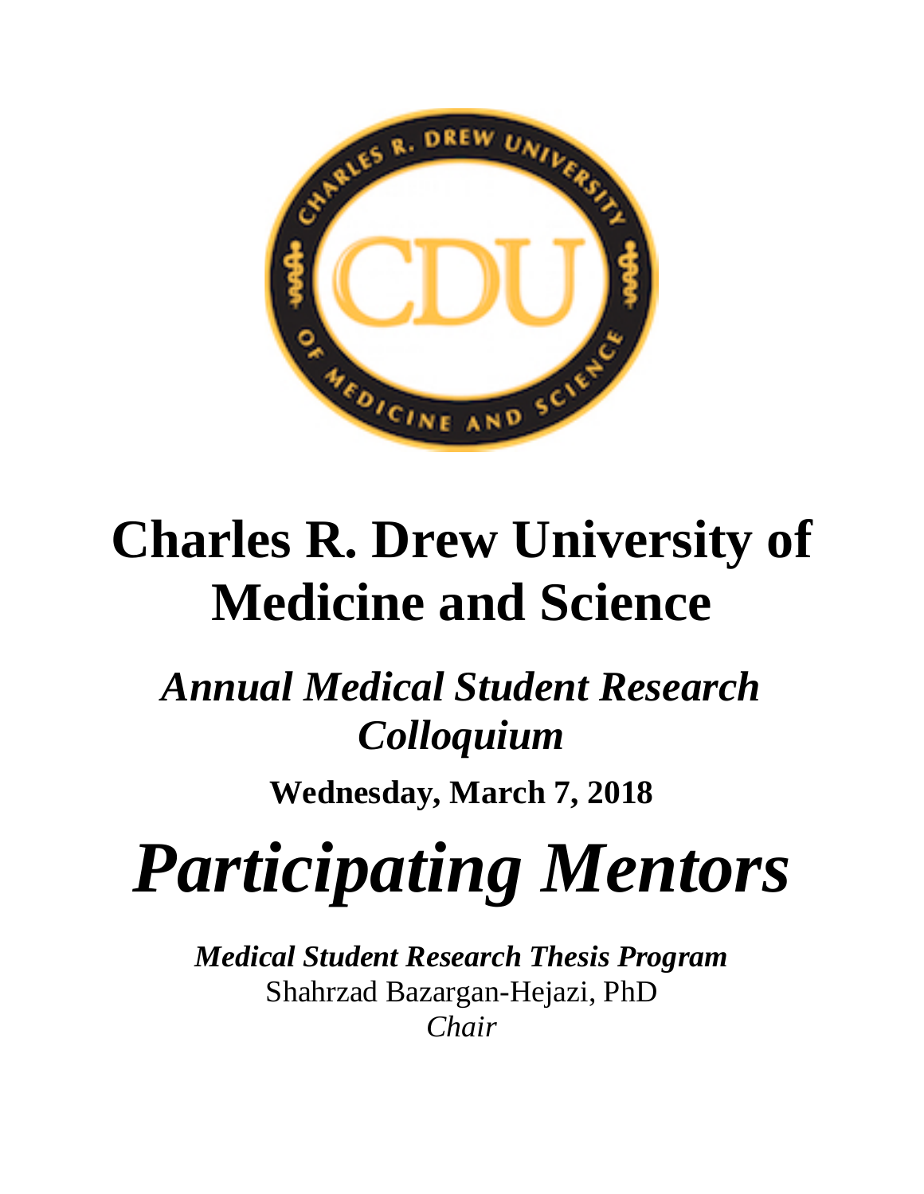# Charles R. Drew University of Medicine and Science

## *Annual Medical Student Research Colloquium*

**Wednesday, March 7, 2018**

# *Participating Mentors*

***Medical Student Research Thesis Program***

Shahrzad Bazargan-Hejazi, PhD

*Chair*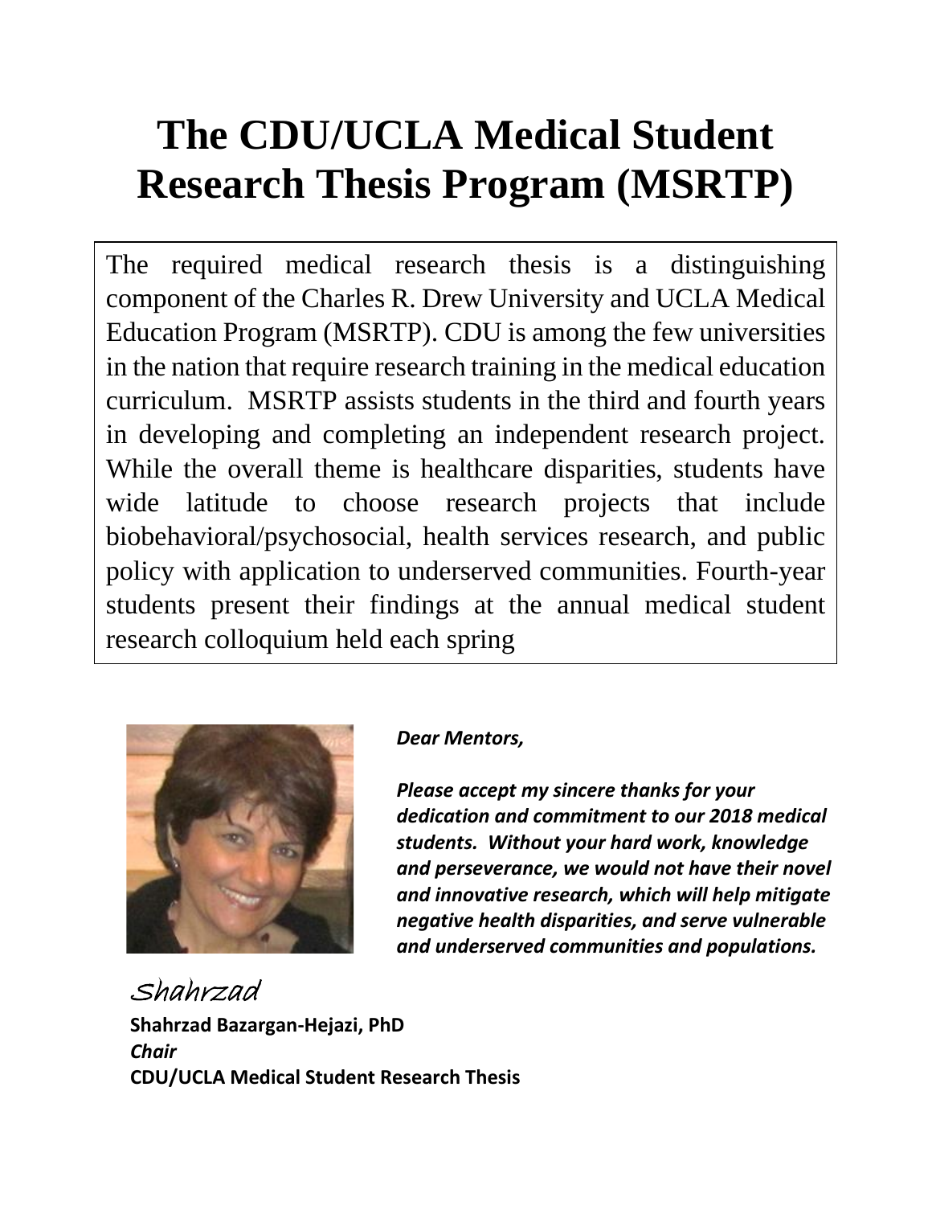# The CDU/UCLA Medical Student Research Thesis Program (MSRTP)

The required medical research thesis is a distinguishing component of the Charles R. Drew University and UCLA Medical Education Program (MSRTP). CDU is among the few universities in the nation that require research training in the medical education curriculum. MSRTP assists students in the third and fourth years in developing and completing an independent research project. While the overall theme is healthcare disparities, students have wide latitude to choose research projects that include biobehavioral/psychosocial, health services research, and public policy with application to underserved communities. Fourth-year students present their findings at the annual medical student research colloquium held each spring

***Dear Mentors,***

***Please accept my sincere thanks for your dedication and commitment to our 2018 medical students. Without your hard work, knowledge and perseverance, we would not have their novel and innovative research, which will help mitigate negative health disparities, and serve vulnerable and underserved communities and populations.***

*Shahrzad*

**Shahrzad Bazargan-Hejazi, PhD**
***Chair***
**CDU/UCLA Medical Student Research Thesis**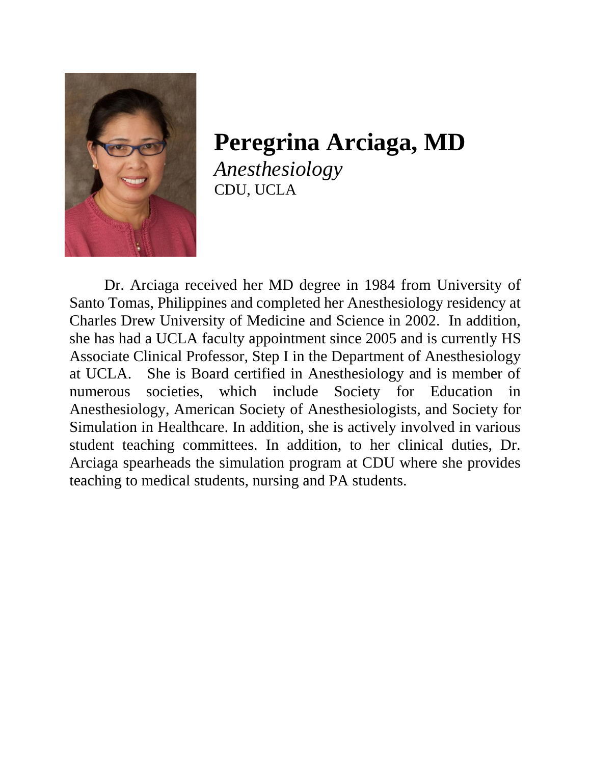# Peregrina Arciaga, MD

*Anesthesiology*

CDU, UCLA

Dr. Arciaga received her MD degree in 1984 from University of Santo Tomas, Philippines and completed her Anesthesiology residency at Charles Drew University of Medicine and Science in 2002. In addition, she has had a UCLA faculty appointment since 2005 and is currently HS Associate Clinical Professor, Step I in the Department of Anesthesiology at UCLA. She is Board certified in Anesthesiology and is member of numerous societies, which include Society for Education in Anesthesiology, American Society of Anesthesiologists, and Society for Simulation in Healthcare. In addition, she is actively involved in various student teaching committees. In addition, to her clinical duties, Dr. Arciaga spearheads the simulation program at CDU where she provides teaching to medical students, nursing and PA students.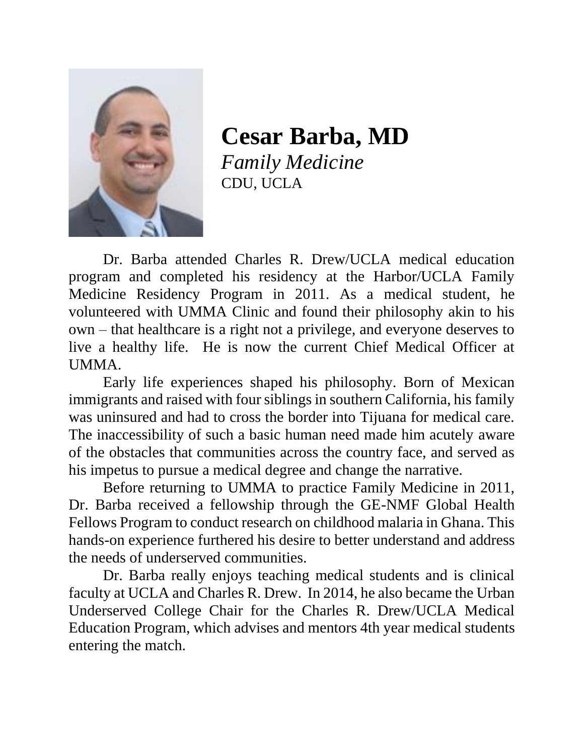# Cesar Barba, MD

*Family Medicine*

CDU, UCLA

Dr. Barba attended Charles R. Drew/UCLA medical education program and completed his residency at the Harbor/UCLA Family Medicine Residency Program in 2011. As a medical student, he volunteered with UMMA Clinic and found their philosophy akin to his own – that healthcare is a right not a privilege, and everyone deserves to live a healthy life. He is now the current Chief Medical Officer at UMMA.

Early life experiences shaped his philosophy. Born of Mexican immigrants and raised with four siblings in southern California, his family was uninsured and had to cross the border into Tijuana for medical care. The inaccessibility of such a basic human need made him acutely aware of the obstacles that communities across the country face, and served as his impetus to pursue a medical degree and change the narrative.

Before returning to UMMA to practice Family Medicine in 2011, Dr. Barba received a fellowship through the GE-NMF Global Health Fellows Program to conduct research on childhood malaria in Ghana. This hands-on experience furthered his desire to better understand and address the needs of underserved communities.

Dr. Barba really enjoys teaching medical students and is clinical faculty at UCLA and Charles R. Drew. In 2014, he also became the Urban Underserved College Chair for the Charles R. Drew/UCLA Medical Education Program, which advises and mentors 4th year medical students entering the match.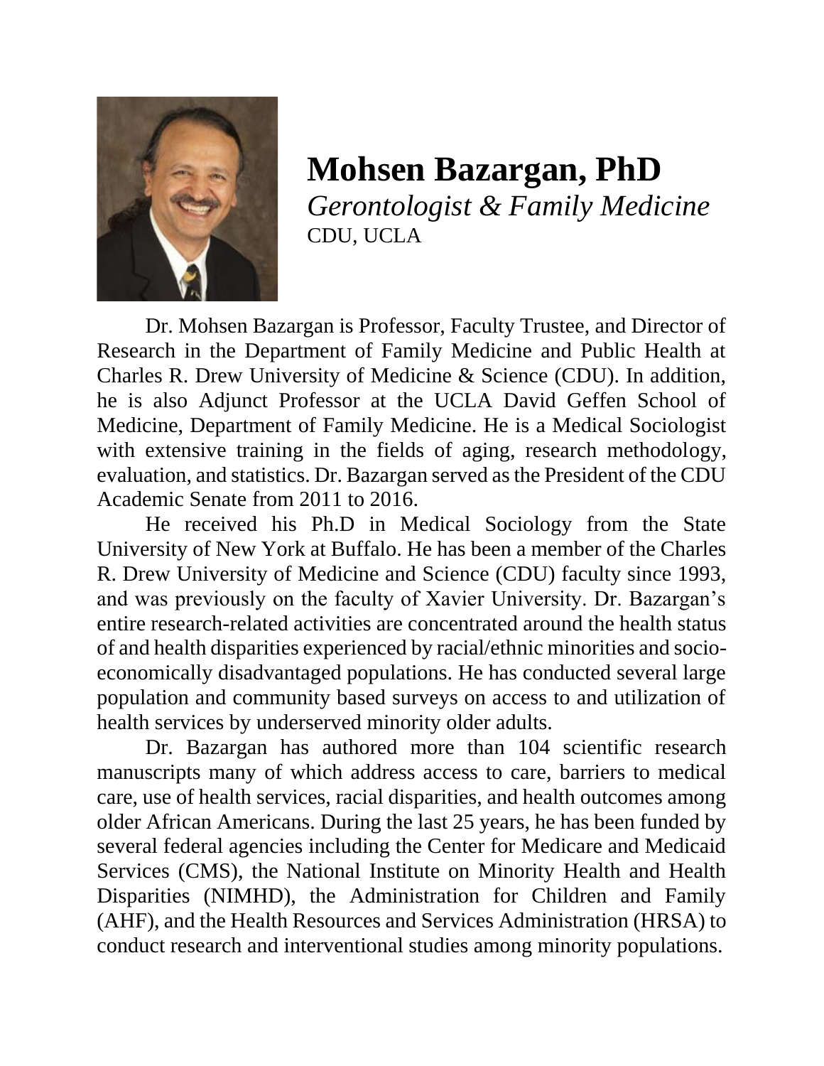# Mohsen Bazargan, PhD

*Gerontologist & Family Medicine*

CDU, UCLA

Dr. Mohsen Bazargan is Professor, Faculty Trustee, and Director of Research in the Department of Family Medicine and Public Health at Charles R. Drew University of Medicine & Science (CDU). In addition, he is also Adjunct Professor at the UCLA David Geffen School of Medicine, Department of Family Medicine. He is a Medical Sociologist with extensive training in the fields of aging, research methodology, evaluation, and statistics. Dr. Bazargan served as the President of the CDU Academic Senate from 2011 to 2016.

He received his Ph.D in Medical Sociology from the State University of New York at Buffalo. He has been a member of the Charles R. Drew University of Medicine and Science (CDU) faculty since 1993, and was previously on the faculty of Xavier University. Dr. Bazargan's entire research-related activities are concentrated around the health status of and health disparities experienced by racial/ethnic minorities and socio-economically disadvantaged populations. He has conducted several large population and community based surveys on access to and utilization of health services by underserved minority older adults.

Dr. Bazargan has authored more than 104 scientific research manuscripts many of which address access to care, barriers to medical care, use of health services, racial disparities, and health outcomes among older African Americans. During the last 25 years, he has been funded by several federal agencies including the Center for Medicare and Medicaid Services (CMS), the National Institute on Minority Health and Health Disparities (NIMHD), the Administration for Children and Family (AHF), and the Health Resources and Services Administration (HRSA) to conduct research and interventional studies among minority populations.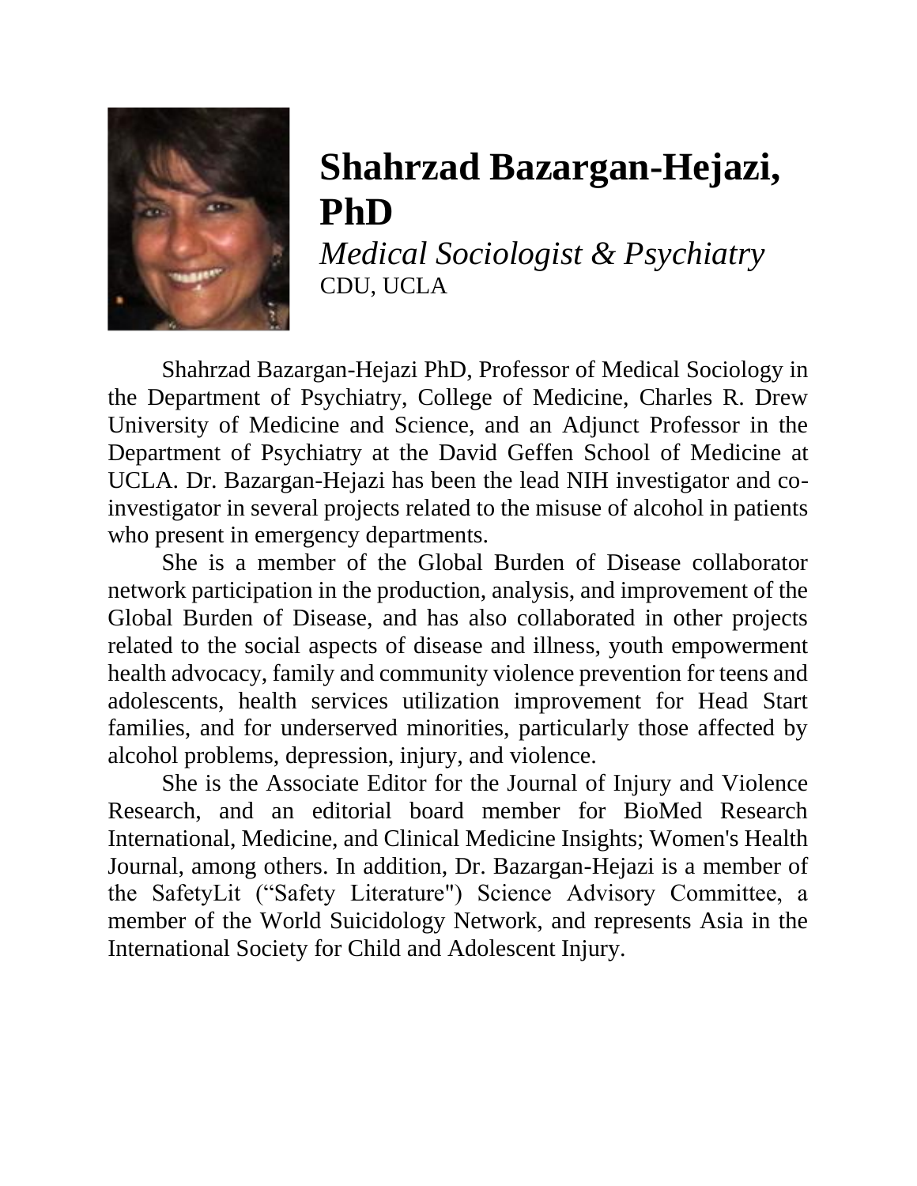# Shahrzad Bazargan-Hejazi, PhD

*Medical Sociologist & Psychiatry*

CDU, UCLA

Shahrzad Bazargan-Hejazi PhD, Professor of Medical Sociology in the Department of Psychiatry, College of Medicine, Charles R. Drew University of Medicine and Science, and an Adjunct Professor in the Department of Psychiatry at the David Geffen School of Medicine at UCLA. Dr. Bazargan-Hejazi has been the lead NIH investigator and co-investigator in several projects related to the misuse of alcohol in patients who present in emergency departments.

She is a member of the Global Burden of Disease collaborator network participation in the production, analysis, and improvement of the Global Burden of Disease, and has also collaborated in other projects related to the social aspects of disease and illness, youth empowerment health advocacy, family and community violence prevention for teens and adolescents, health services utilization improvement for Head Start families, and for underserved minorities, particularly those affected by alcohol problems, depression, injury, and violence.

She is the Associate Editor for the Journal of Injury and Violence Research, and an editorial board member for BioMed Research International, Medicine, and Clinical Medicine Insights; Women's Health Journal, among others. In addition, Dr. Bazargan-Hejazi is a member of the SafetyLit (“Safety Literature") Science Advisory Committee, a member of the World Suicidology Network, and represents Asia in the International Society for Child and Adolescent Injury.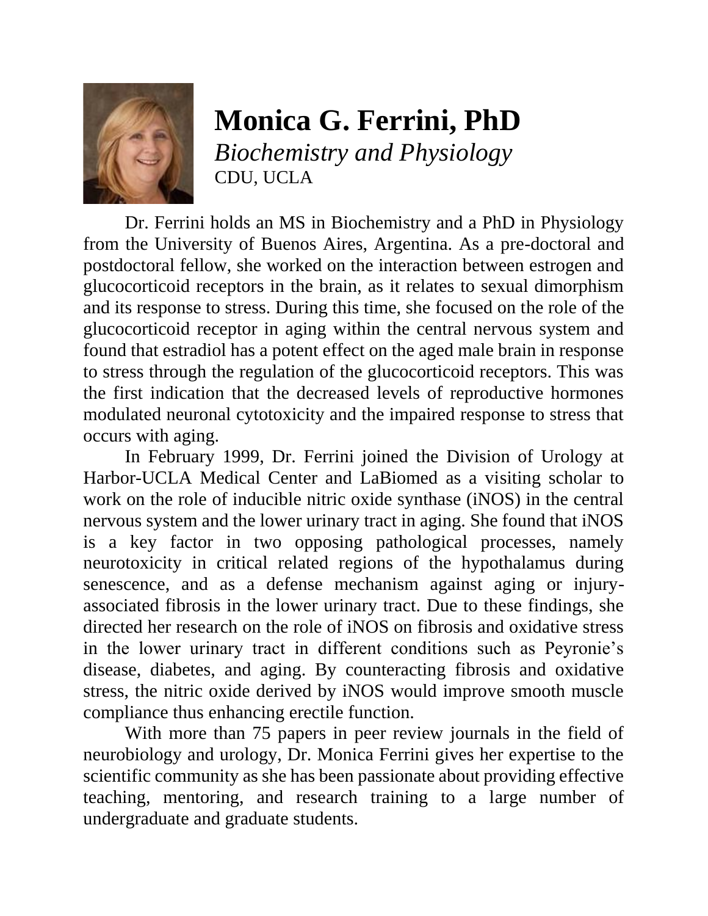# Monica G. Ferrini, PhD

*Biochemistry and Physiology*

CDU, UCLA

Dr. Ferrini holds an MS in Biochemistry and a PhD in Physiology from the University of Buenos Aires, Argentina. As a pre-doctoral and postdoctoral fellow, she worked on the interaction between estrogen and glucocorticoid receptors in the brain, as it relates to sexual dimorphism and its response to stress. During this time, she focused on the role of the glucocorticoid receptor in aging within the central nervous system and found that estradiol has a potent effect on the aged male brain in response to stress through the regulation of the glucocorticoid receptors. This was the first indication that the decreased levels of reproductive hormones modulated neuronal cytotoxicity and the impaired response to stress that occurs with aging.

In February 1999, Dr. Ferrini joined the Division of Urology at Harbor-UCLA Medical Center and LaBiomed as a visiting scholar to work on the role of inducible nitric oxide synthase (iNOS) in the central nervous system and the lower urinary tract in aging. She found that iNOS is a key factor in two opposing pathological processes, namely neurotoxicity in critical related regions of the hypothalamus during senescence, and as a defense mechanism against aging or injury-associated fibrosis in the lower urinary tract. Due to these findings, she directed her research on the role of iNOS on fibrosis and oxidative stress in the lower urinary tract in different conditions such as Peyronie's disease, diabetes, and aging. By counteracting fibrosis and oxidative stress, the nitric oxide derived by iNOS would improve smooth muscle compliance thus enhancing erectile function.

With more than 75 papers in peer review journals in the field of neurobiology and urology, Dr. Monica Ferrini gives her expertise to the scientific community as she has been passionate about providing effective teaching, mentoring, and research training to a large number of undergraduate and graduate students.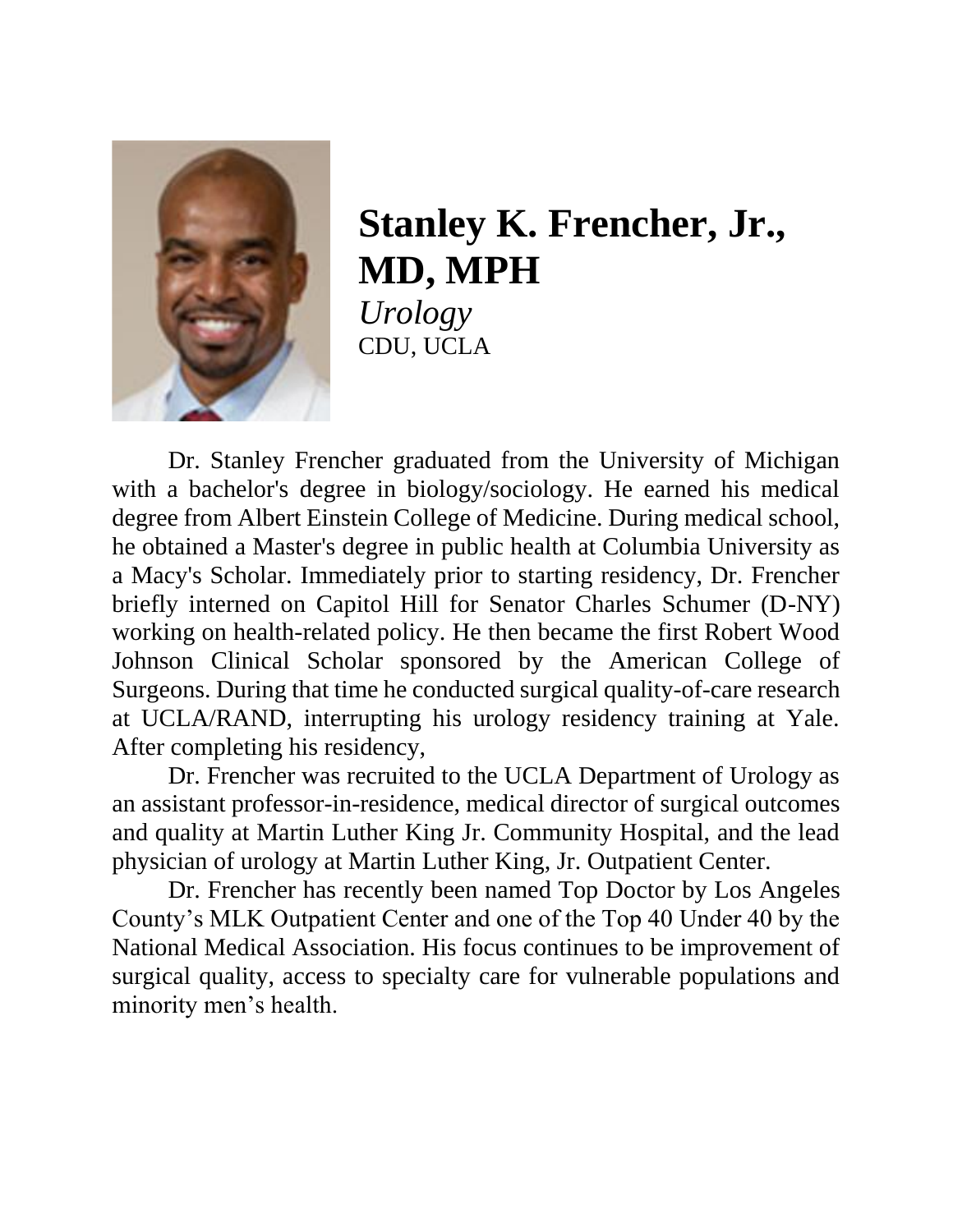# Stanley K. Frencher, Jr., MD, MPH

*Urology*

CDU, UCLA

Dr. Stanley Frencher graduated from the University of Michigan with a bachelor's degree in biology/sociology. He earned his medical degree from Albert Einstein College of Medicine. During medical school, he obtained a Master's degree in public health at Columbia University as a Macy's Scholar. Immediately prior to starting residency, Dr. Frencher briefly interned on Capitol Hill for Senator Charles Schumer (D-NY) working on health-related policy. He then became the first Robert Wood Johnson Clinical Scholar sponsored by the American College of Surgeons. During that time he conducted surgical quality-of-care research at UCLA/RAND, interrupting his urology residency training at Yale. After completing his residency,

Dr. Frencher was recruited to the UCLA Department of Urology as an assistant professor-in-residence, medical director of surgical outcomes and quality at Martin Luther King Jr. Community Hospital, and the lead physician of urology at Martin Luther King, Jr. Outpatient Center.

Dr. Frencher has recently been named Top Doctor by Los Angeles County's MLK Outpatient Center and one of the Top 40 Under 40 by the National Medical Association. His focus continues to be improvement of surgical quality, access to specialty care for vulnerable populations and minority men's health.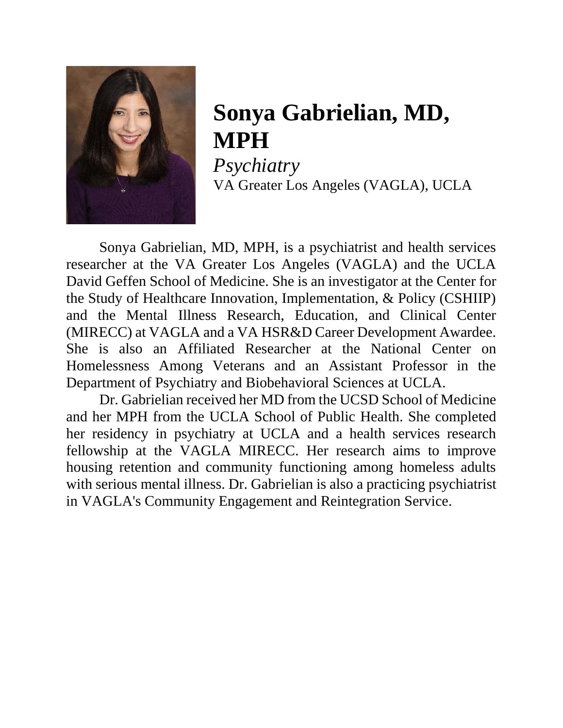# Sonya Gabrielian, MD, MPH

*Psychiatry*

VA Greater Los Angeles (VAGLA), UCLA

Sonya Gabrielian, MD, MPH, is a psychiatrist and health services researcher at the VA Greater Los Angeles (VAGLA) and the UCLA David Geffen School of Medicine. She is an investigator at the Center for the Study of Healthcare Innovation, Implementation, & Policy (CSHIIP) and the Mental Illness Research, Education, and Clinical Center (MIRECC) at VAGLA and a VA HSR&D Career Development Awardee. She is also an Affiliated Researcher at the National Center on Homelessness Among Veterans and an Assistant Professor in the Department of Psychiatry and Biobehavioral Sciences at UCLA.

Dr. Gabrielian received her MD from the UCSD School of Medicine and her MPH from the UCLA School of Public Health. She completed her residency in psychiatry at UCLA and a health services research fellowship at the VAGLA MIRECC. Her research aims to improve housing retention and community functioning among homeless adults with serious mental illness. Dr. Gabrielian is also a practicing psychiatrist in VAGLA's Community Engagement and Reintegration Service.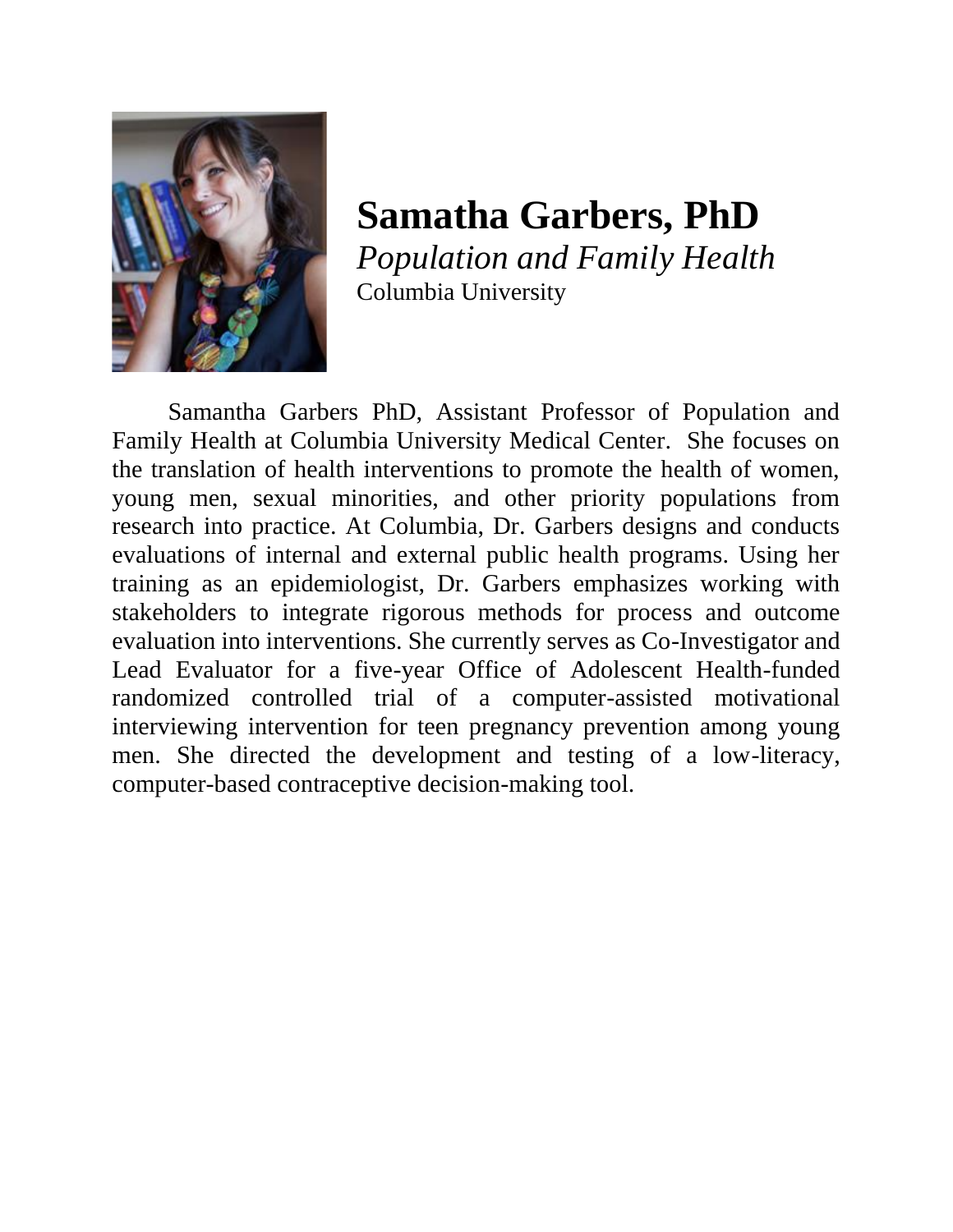# Samatha Garbers, PhD

*Population and Family Health*

Columbia University

Samantha Garbers PhD, Assistant Professor of Population and Family Health at Columbia University Medical Center. She focuses on the translation of health interventions to promote the health of women, young men, sexual minorities, and other priority populations from research into practice. At Columbia, Dr. Garbers designs and conducts evaluations of internal and external public health programs. Using her training as an epidemiologist, Dr. Garbers emphasizes working with stakeholders to integrate rigorous methods for process and outcome evaluation into interventions. She currently serves as Co-Investigator and Lead Evaluator for a five-year Office of Adolescent Health-funded randomized controlled trial of a computer-assisted motivational interviewing intervention for teen pregnancy prevention among young men. She directed the development and testing of a low-literacy, computer-based contraceptive decision-making tool.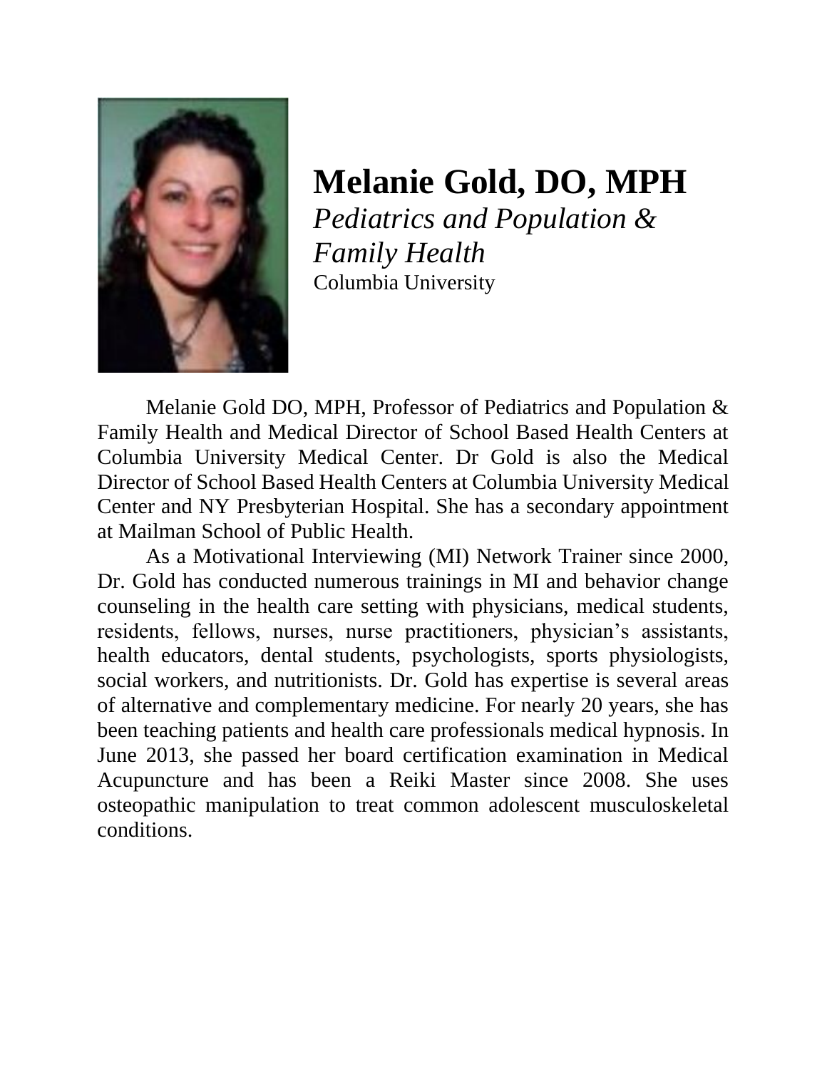# Melanie Gold, DO, MPH

*Pediatrics and Population & Family Health*

Columbia University

Melanie Gold DO, MPH, Professor of Pediatrics and Population & Family Health and Medical Director of School Based Health Centers at Columbia University Medical Center. Dr Gold is also the Medical Director of School Based Health Centers at Columbia University Medical Center and NY Presbyterian Hospital. She has a secondary appointment at Mailman School of Public Health.

As a Motivational Interviewing (MI) Network Trainer since 2000, Dr. Gold has conducted numerous trainings in MI and behavior change counseling in the health care setting with physicians, medical students, residents, fellows, nurses, nurse practitioners, physician's assistants, health educators, dental students, psychologists, sports physiologists, social workers, and nutritionists. Dr. Gold has expertise is several areas of alternative and complementary medicine. For nearly 20 years, she has been teaching patients and health care professionals medical hypnosis. In June 2013, she passed her board certification examination in Medical Acupuncture and has been a Reiki Master since 2008. She uses osteopathic manipulation to treat common adolescent musculoskeletal conditions.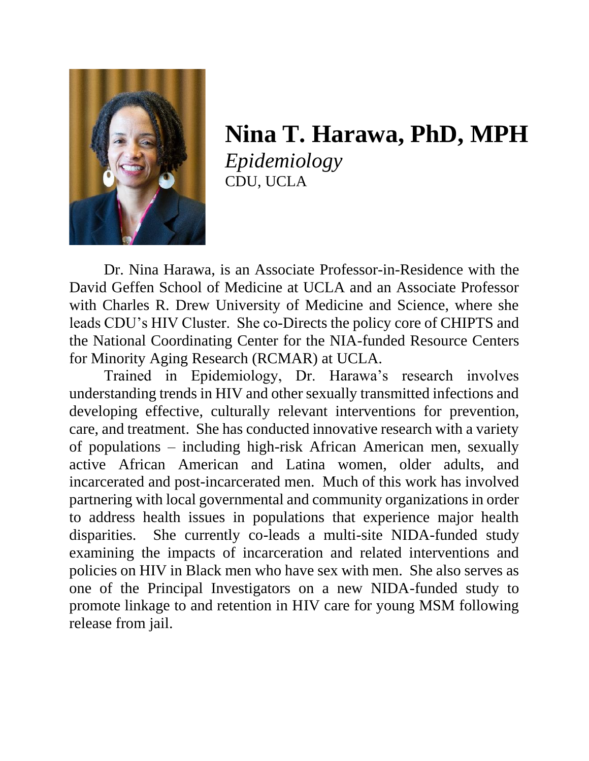# Nina T. Harawa, PhD, MPH

*Epidemiology*

CDU, UCLA

Dr. Nina Harawa, is an Associate Professor-in-Residence with the David Geffen School of Medicine at UCLA and an Associate Professor with Charles R. Drew University of Medicine and Science, where she leads CDU's HIV Cluster. She co-Directs the policy core of CHIPTS and the National Coordinating Center for the NIA-funded Resource Centers for Minority Aging Research (RCMAR) at UCLA.

Trained in Epidemiology, Dr. Harawa's research involves understanding trends in HIV and other sexually transmitted infections and developing effective, culturally relevant interventions for prevention, care, and treatment. She has conducted innovative research with a variety of populations – including high-risk African American men, sexually active African American and Latina women, older adults, and incarcerated and post-incarcerated men. Much of this work has involved partnering with local governmental and community organizations in order to address health issues in populations that experience major health disparities. She currently co-leads a multi-site NIDA-funded study examining the impacts of incarceration and related interventions and policies on HIV in Black men who have sex with men. She also serves as one of the Principal Investigators on a new NIDA-funded study to promote linkage to and retention in HIV care for young MSM following release from jail.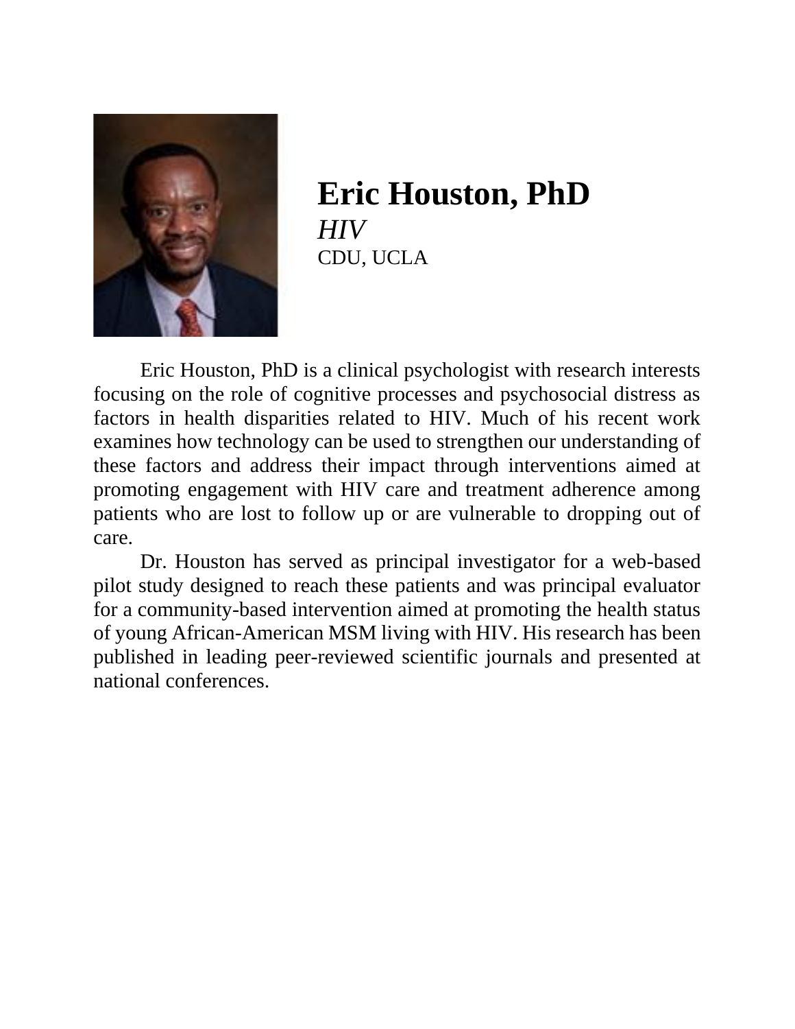# Eric Houston, PhD

*HIV*

CDU, UCLA

Eric Houston, PhD is a clinical psychologist with research interests focusing on the role of cognitive processes and psychosocial distress as factors in health disparities related to HIV. Much of his recent work examines how technology can be used to strengthen our understanding of these factors and address their impact through interventions aimed at promoting engagement with HIV care and treatment adherence among patients who are lost to follow up or are vulnerable to dropping out of care.

Dr. Houston has served as principal investigator for a web-based pilot study designed to reach these patients and was principal evaluator for a community-based intervention aimed at promoting the health status of young African-American MSM living with HIV. His research has been published in leading peer-reviewed scientific journals and presented at national conferences.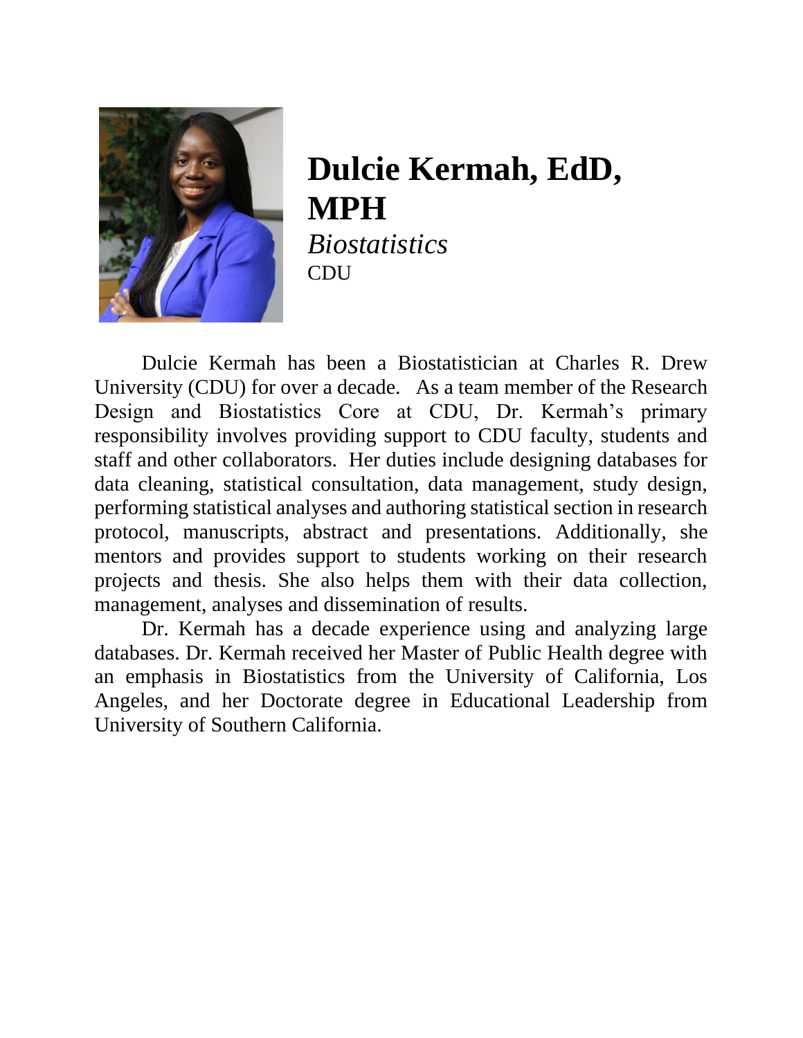# Dulcie Kermah, EdD, MPH

*Biostatistics*

CDU

Dulcie Kermah has been a Biostatistician at Charles R. Drew University (CDU) for over a decade. As a team member of the Research Design and Biostatistics Core at CDU, Dr. Kermah's primary responsibility involves providing support to CDU faculty, students and staff and other collaborators. Her duties include designing databases for data cleaning, statistical consultation, data management, study design, performing statistical analyses and authoring statistical section in research protocol, manuscripts, abstract and presentations. Additionally, she mentors and provides support to students working on their research projects and thesis. She also helps them with their data collection, management, analyses and dissemination of results.

Dr. Kermah has a decade experience using and analyzing large databases. Dr. Kermah received her Master of Public Health degree with an emphasis in Biostatistics from the University of California, Los Angeles, and her Doctorate degree in Educational Leadership from University of Southern California.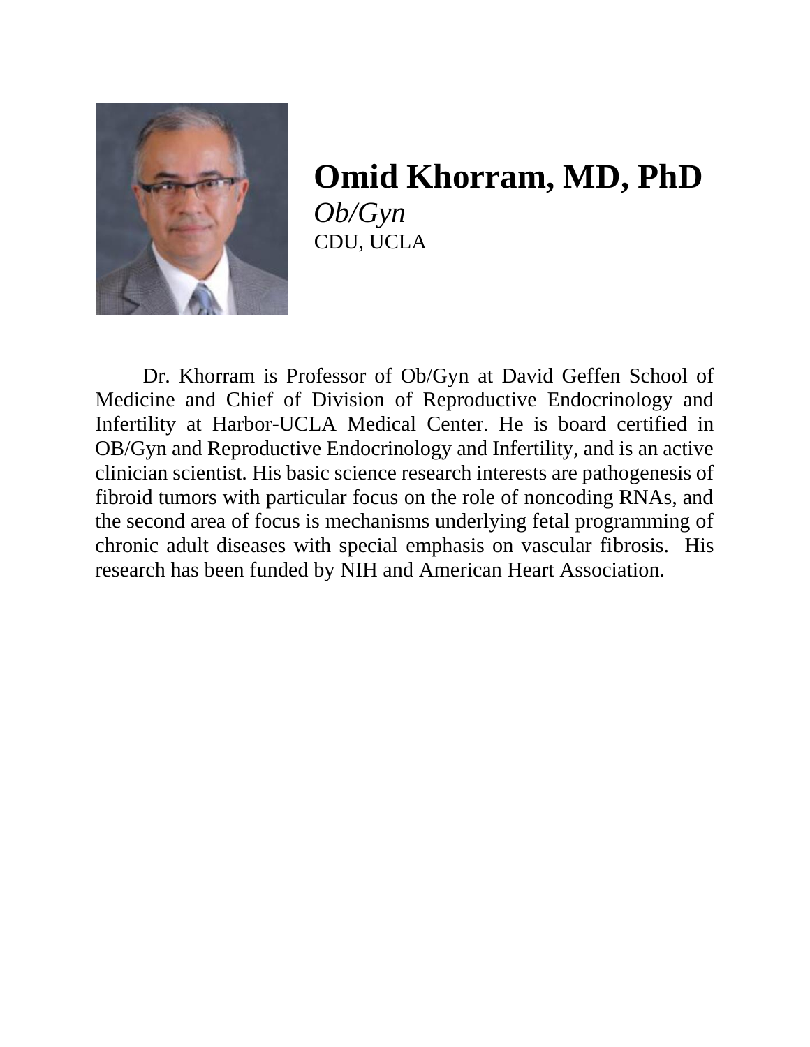# Omid Khorram, MD, PhD

*Ob/Gyn*

CDU, UCLA

Dr. Khorram is Professor of Ob/Gyn at David Geffen School of Medicine and Chief of Division of Reproductive Endocrinology and Infertility at Harbor-UCLA Medical Center. He is board certified in OB/Gyn and Reproductive Endocrinology and Infertility, and is an active clinician scientist. His basic science research interests are pathogenesis of fibroid tumors with particular focus on the role of noncoding RNAs, and the second area of focus is mechanisms underlying fetal programming of chronic adult diseases with special emphasis on vascular fibrosis. His research has been funded by NIH and American Heart Association.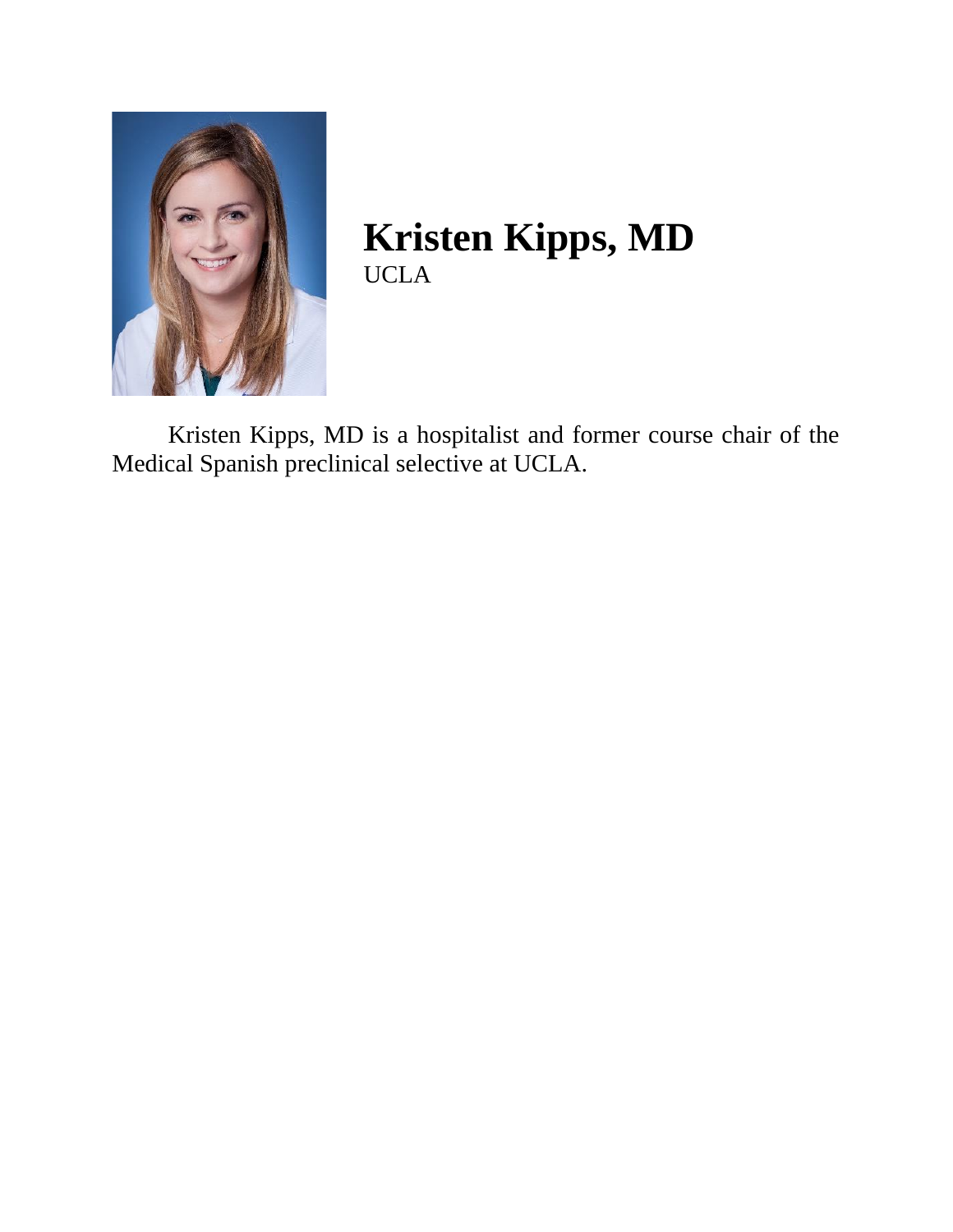# Kristen Kipps, MD

UCLA

Kristen Kipps, MD is a hospitalist and former course chair of the Medical Spanish preclinical selective at UCLA.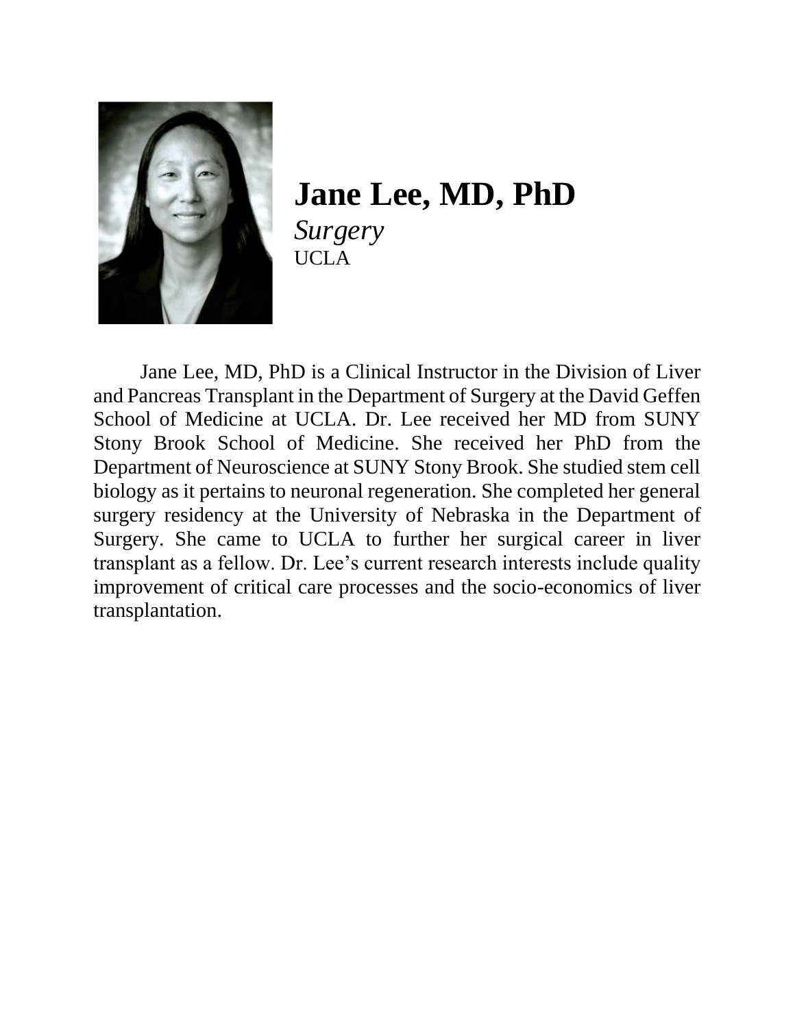# Jane Lee, MD, PhD

*Surgery*

UCLA

Jane Lee, MD, PhD is a Clinical Instructor in the Division of Liver and Pancreas Transplant in the Department of Surgery at the David Geffen School of Medicine at UCLA. Dr. Lee received her MD from SUNY Stony Brook School of Medicine. She received her PhD from the Department of Neuroscience at SUNY Stony Brook. She studied stem cell biology as it pertains to neuronal regeneration. She completed her general surgery residency at the University of Nebraska in the Department of Surgery. She came to UCLA to further her surgical career in liver transplant as a fellow. Dr. Lee's current research interests include quality improvement of critical care processes and the socio-economics of liver transplantation.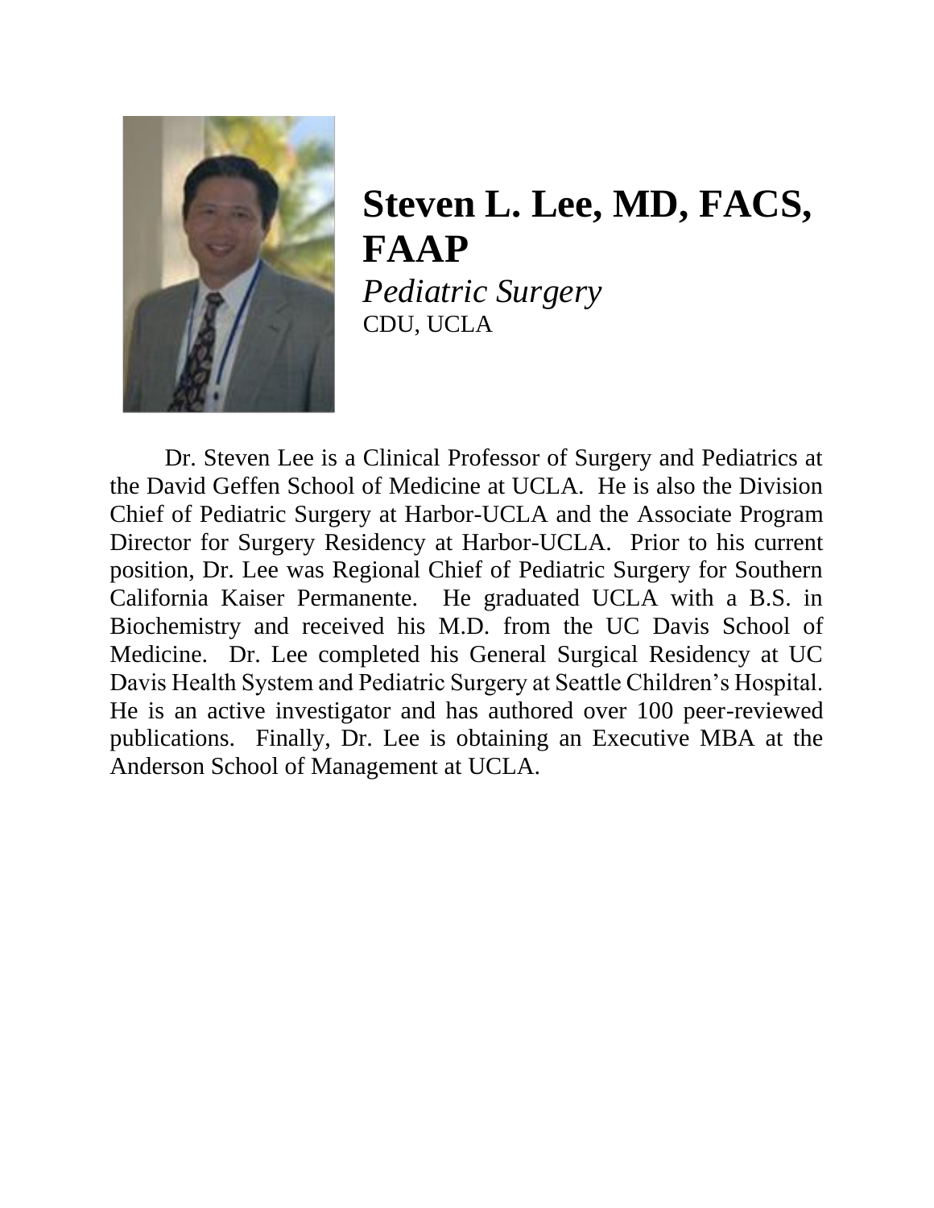# Steven L. Lee, MD, FACS, FAAP

*Pediatric Surgery*

CDU, UCLA

Dr. Steven Lee is a Clinical Professor of Surgery and Pediatrics at the David Geffen School of Medicine at UCLA. He is also the Division Chief of Pediatric Surgery at Harbor-UCLA and the Associate Program Director for Surgery Residency at Harbor-UCLA. Prior to his current position, Dr. Lee was Regional Chief of Pediatric Surgery for Southern California Kaiser Permanente. He graduated UCLA with a B.S. in Biochemistry and received his M.D. from the UC Davis School of Medicine. Dr. Lee completed his General Surgical Residency at UC Davis Health System and Pediatric Surgery at Seattle Children's Hospital. He is an active investigator and has authored over 100 peer-reviewed publications. Finally, Dr. Lee is obtaining an Executive MBA at the Anderson School of Management at UCLA.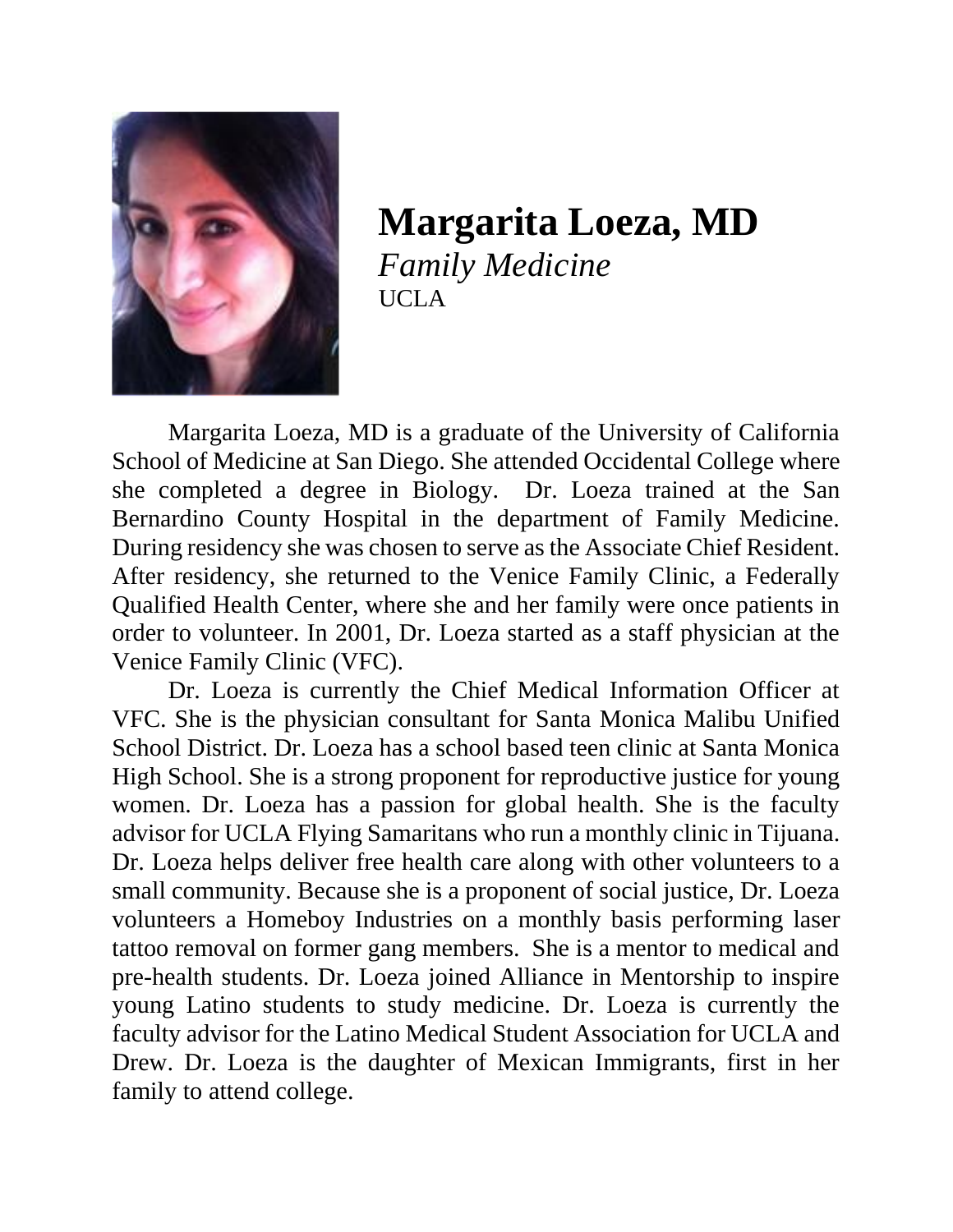# Margarita Loeza, MD

*Family Medicine*

UCLA

Margarita Loeza, MD is a graduate of the University of California School of Medicine at San Diego. She attended Occidental College where she completed a degree in Biology. Dr. Loeza trained at the San Bernardino County Hospital in the department of Family Medicine. During residency she was chosen to serve as the Associate Chief Resident. After residency, she returned to the Venice Family Clinic, a Federally Qualified Health Center, where she and her family were once patients in order to volunteer. In 2001, Dr. Loeza started as a staff physician at the Venice Family Clinic (VFC).

Dr. Loeza is currently the Chief Medical Information Officer at VFC. She is the physician consultant for Santa Monica Malibu Unified School District. Dr. Loeza has a school based teen clinic at Santa Monica High School. She is a strong proponent for reproductive justice for young women. Dr. Loeza has a passion for global health. She is the faculty advisor for UCLA Flying Samaritans who run a monthly clinic in Tijuana. Dr. Loeza helps deliver free health care along with other volunteers to a small community. Because she is a proponent of social justice, Dr. Loeza volunteers a Homeboy Industries on a monthly basis performing laser tattoo removal on former gang members. She is a mentor to medical and pre-health students. Dr. Loeza joined Alliance in Mentorship to inspire young Latino students to study medicine. Dr. Loeza is currently the faculty advisor for the Latino Medical Student Association for UCLA and Drew. Dr. Loeza is the daughter of Mexican Immigrants, first in her family to attend college.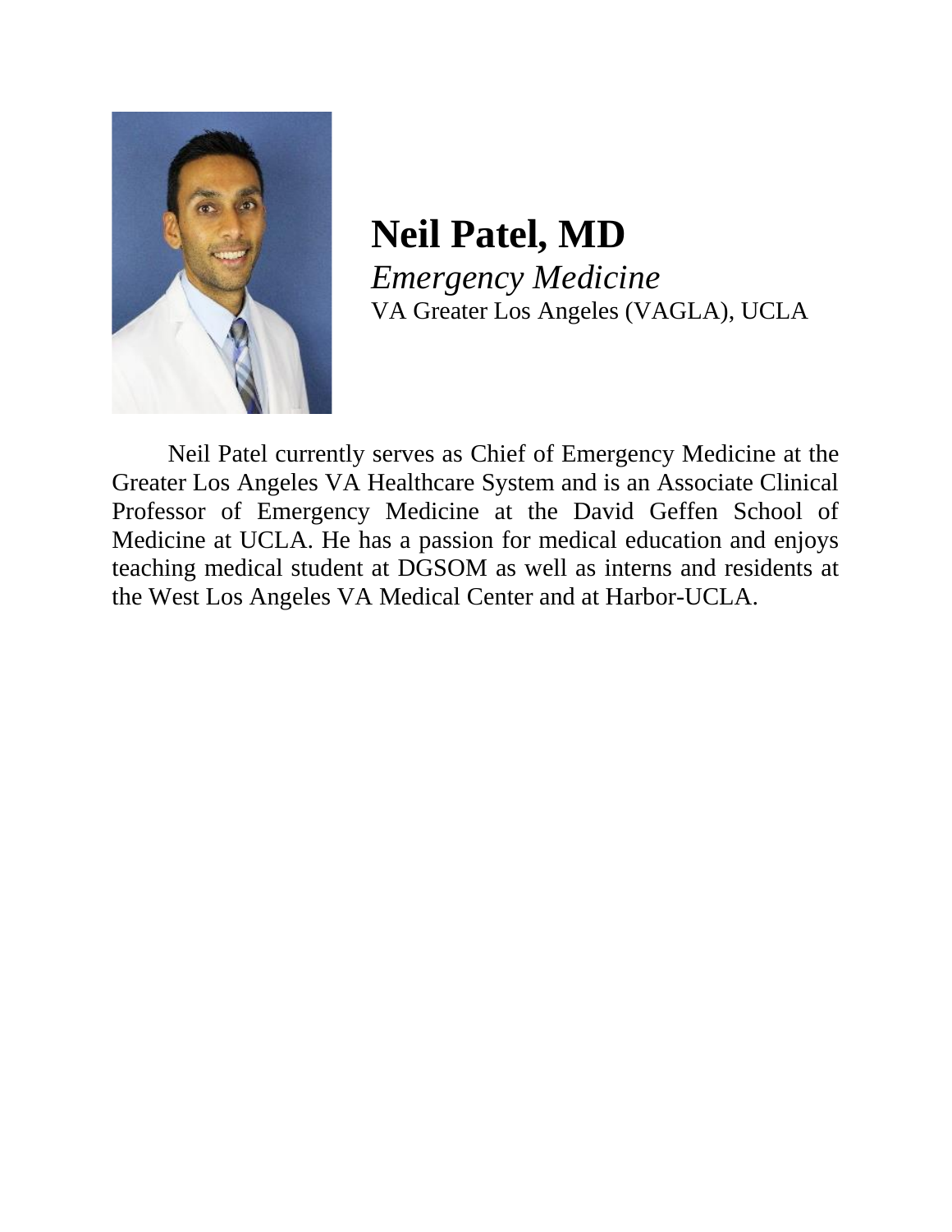# Neil Patel, MD

*Emergency Medicine*

VA Greater Los Angeles (VAGLA), UCLA

Neil Patel currently serves as Chief of Emergency Medicine at the Greater Los Angeles VA Healthcare System and is an Associate Clinical Professor of Emergency Medicine at the David Geffen School of Medicine at UCLA. He has a passion for medical education and enjoys teaching medical student at DGSOM as well as interns and residents at the West Los Angeles VA Medical Center and at Harbor-UCLA.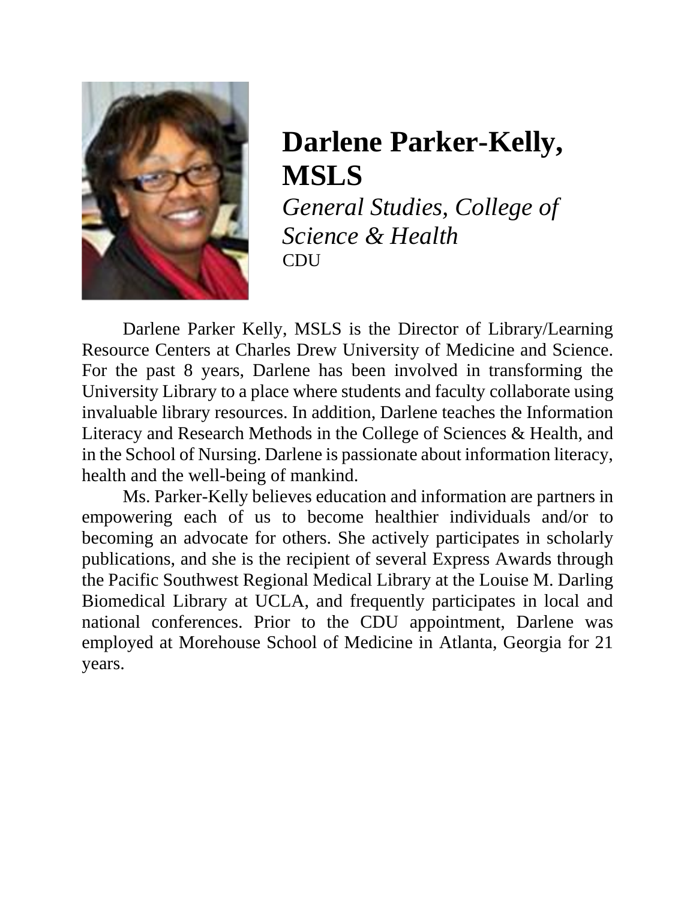## Darlene Parker-Kelly, MSLS

*General Studies, College of Science & Health*

CDU

Darlene Parker Kelly, MSLS is the Director of Library/Learning Resource Centers at Charles Drew University of Medicine and Science. For the past 8 years, Darlene has been involved in transforming the University Library to a place where students and faculty collaborate using invaluable library resources. In addition, Darlene teaches the Information Literacy and Research Methods in the College of Sciences & Health, and in the School of Nursing. Darlene is passionate about information literacy, health and the well-being of mankind.

Ms. Parker-Kelly believes education and information are partners in empowering each of us to become healthier individuals and/or to becoming an advocate for others. She actively participates in scholarly publications, and she is the recipient of several Express Awards through the Pacific Southwest Regional Medical Library at the Louise M. Darling Biomedical Library at UCLA, and frequently participates in local and national conferences. Prior to the CDU appointment, Darlene was employed at Morehouse School of Medicine in Atlanta, Georgia for 21 years.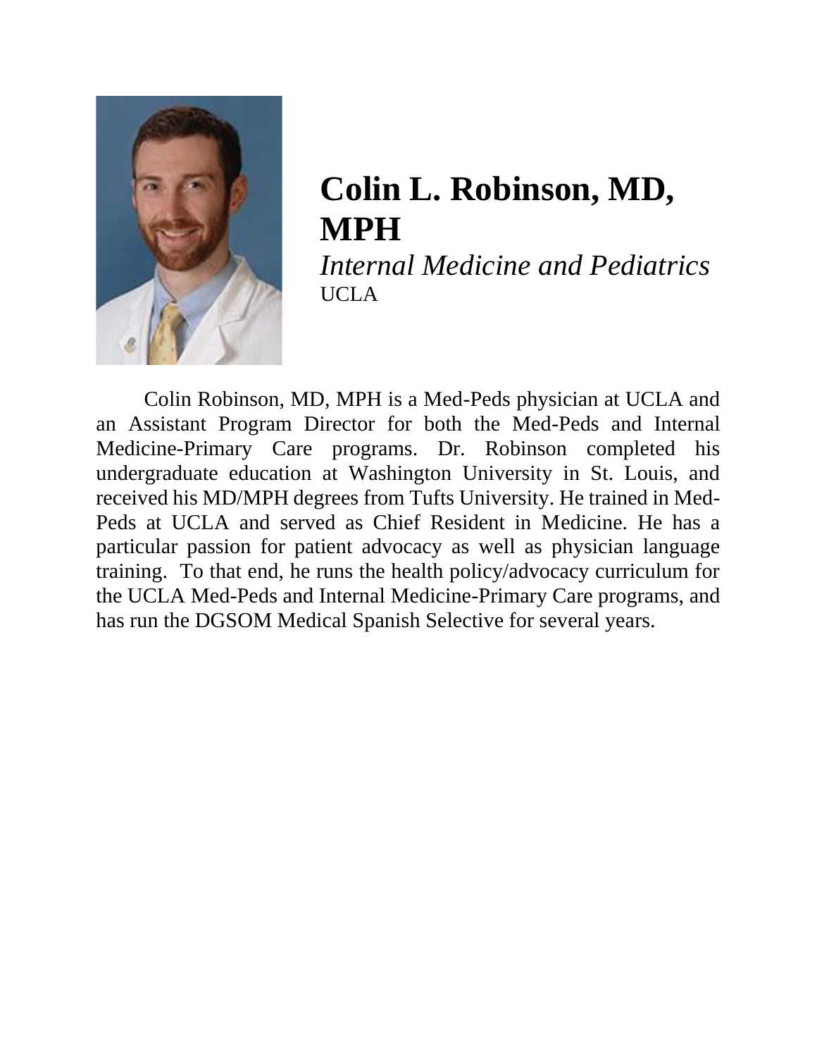# Colin L. Robinson, MD, MPH

*Internal Medicine and Pediatrics*

UCLA

Colin Robinson, MD, MPH is a Med-Peds physician at UCLA and an Assistant Program Director for both the Med-Peds and Internal Medicine-Primary Care programs. Dr. Robinson completed his undergraduate education at Washington University in St. Louis, and received his MD/MPH degrees from Tufts University. He trained in Med-Peds at UCLA and served as Chief Resident in Medicine. He has a particular passion for patient advocacy as well as physician language training. To that end, he runs the health policy/advocacy curriculum for the UCLA Med-Peds and Internal Medicine-Primary Care programs, and has run the DGSOM Medical Spanish Selective for several years.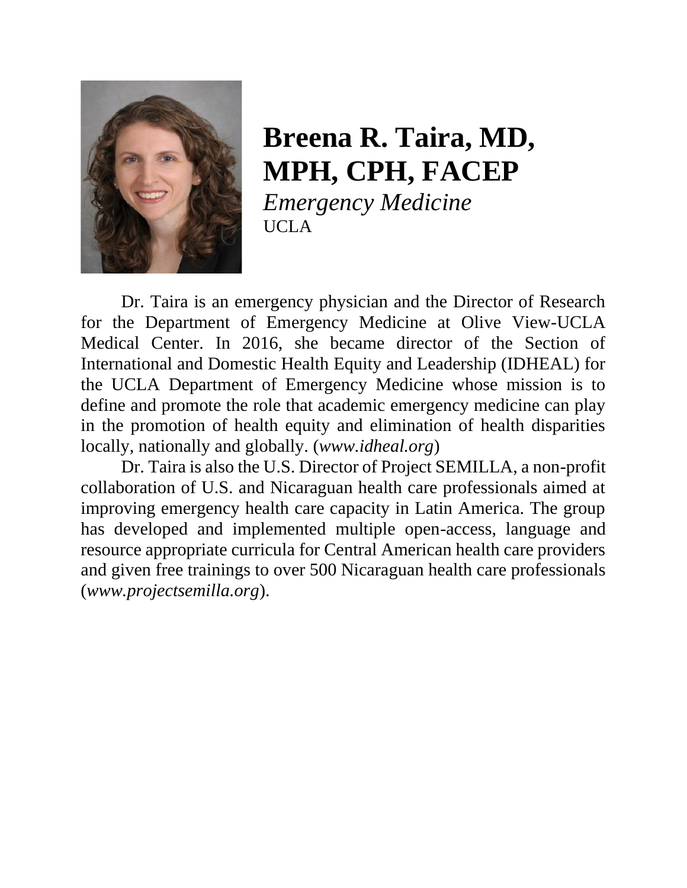# Breena R. Taira, MD, MPH, CPH, FACEP

*Emergency Medicine*
UCLA

Dr. Taira is an emergency physician and the Director of Research for the Department of Emergency Medicine at Olive View-UCLA Medical Center. In 2016, she became director of the Section of International and Domestic Health Equity and Leadership (IDHEAL) for the UCLA Department of Emergency Medicine whose mission is to define and promote the role that academic emergency medicine can play in the promotion of health equity and elimination of health disparities locally, nationally and globally. (*www.idheal.org*)

Dr. Taira is also the U.S. Director of Project SEMILLA, a non-profit collaboration of U.S. and Nicaraguan health care professionals aimed at improving emergency health care capacity in Latin America. The group has developed and implemented multiple open-access, language and resource appropriate curricula for Central American health care providers and given free trainings to over 500 Nicaraguan health care professionals (*www.projectsemilla.org*).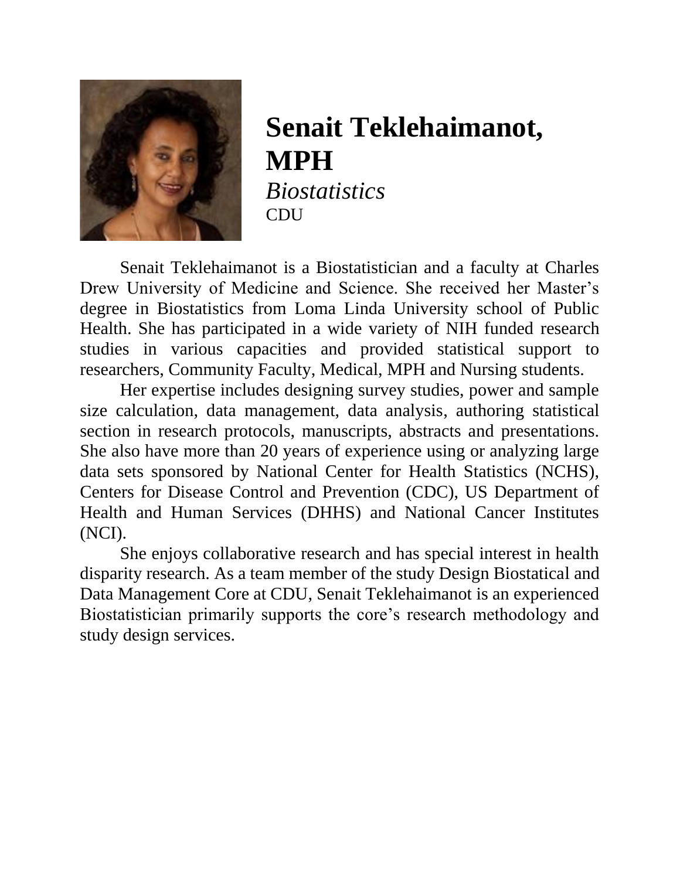# Senait Teklehaimanot, MPH

*Biostatistics*

CDU

Senait Teklehaimanot is a Biostatistician and a faculty at Charles Drew University of Medicine and Science. She received her Master's degree in Biostatistics from Loma Linda University school of Public Health. She has participated in a wide variety of NIH funded research studies in various capacities and provided statistical support to researchers, Community Faculty, Medical, MPH and Nursing students.

Her expertise includes designing survey studies, power and sample size calculation, data management, data analysis, authoring statistical section in research protocols, manuscripts, abstracts and presentations. She also have more than 20 years of experience using or analyzing large data sets sponsored by National Center for Health Statistics (NCHS), Centers for Disease Control and Prevention (CDC), US Department of Health and Human Services (DHHS) and National Cancer Institutes (NCI).

She enjoys collaborative research and has special interest in health disparity research. As a team member of the study Design Biostatical and Data Management Core at CDU, Senait Teklehaimanot is an experienced Biostatistician primarily supports the core's research methodology and study design services.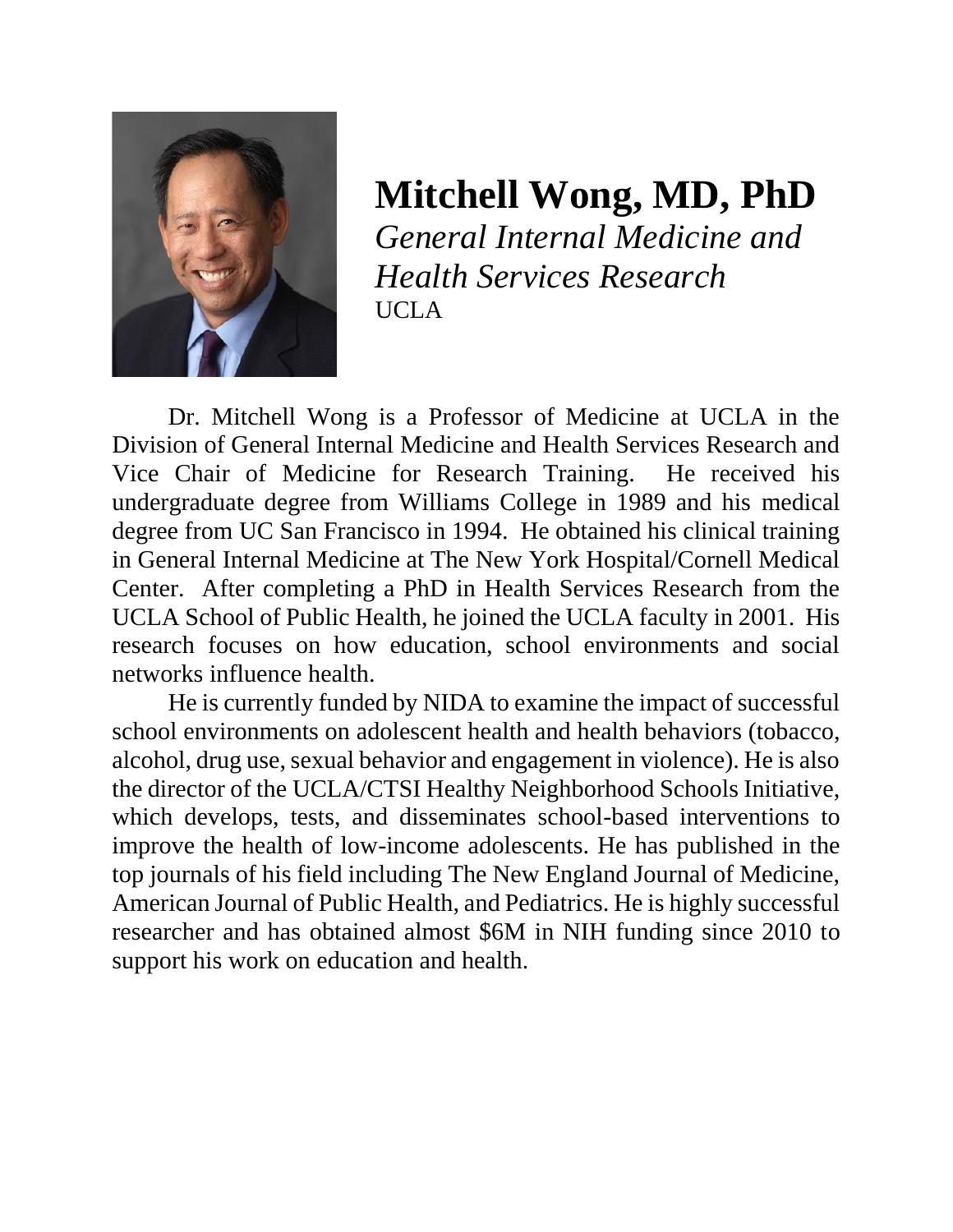# Mitchell Wong, MD, PhD

*General Internal Medicine and Health Services Research*

UCLA

Dr. Mitchell Wong is a Professor of Medicine at UCLA in the Division of General Internal Medicine and Health Services Research and Vice Chair of Medicine for Research Training. He received his undergraduate degree from Williams College in 1989 and his medical degree from UC San Francisco in 1994. He obtained his clinical training in General Internal Medicine at The New York Hospital/Cornell Medical Center. After completing a PhD in Health Services Research from the UCLA School of Public Health, he joined the UCLA faculty in 2001. His research focuses on how education, school environments and social networks influence health.

He is currently funded by NIDA to examine the impact of successful school environments on adolescent health and health behaviors (tobacco, alcohol, drug use, sexual behavior and engagement in violence). He is also the director of the UCLA/CTSI Healthy Neighborhood Schools Initiative, which develops, tests, and disseminates school-based interventions to improve the health of low-income adolescents. He has published in the top journals of his field including The New England Journal of Medicine, American Journal of Public Health, and Pediatrics. He is highly successful researcher and has obtained almost $6M in NIH funding since 2010 to support his work on education and health.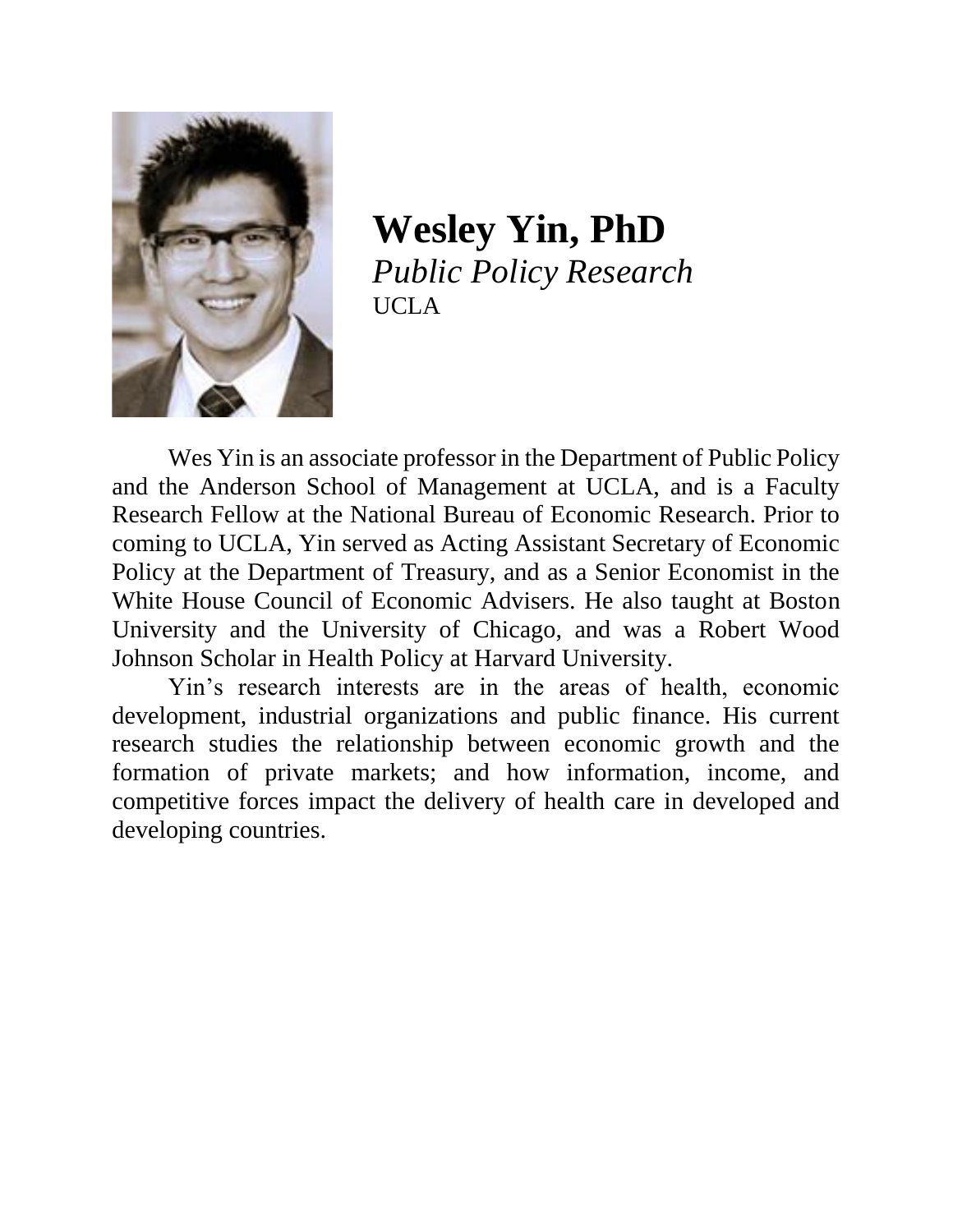# Wesley Yin, PhD

*Public Policy Research*

UCLA

Wes Yin is an associate professor in the Department of Public Policy and the Anderson School of Management at UCLA, and is a Faculty Research Fellow at the National Bureau of Economic Research. Prior to coming to UCLA, Yin served as Acting Assistant Secretary of Economic Policy at the Department of Treasury, and as a Senior Economist in the White House Council of Economic Advisers. He also taught at Boston University and the University of Chicago, and was a Robert Wood Johnson Scholar in Health Policy at Harvard University.

Yin's research interests are in the areas of health, economic development, industrial organizations and public finance. His current research studies the relationship between economic growth and the formation of private markets; and how information, income, and competitive forces impact the delivery of health care in developed and developing countries.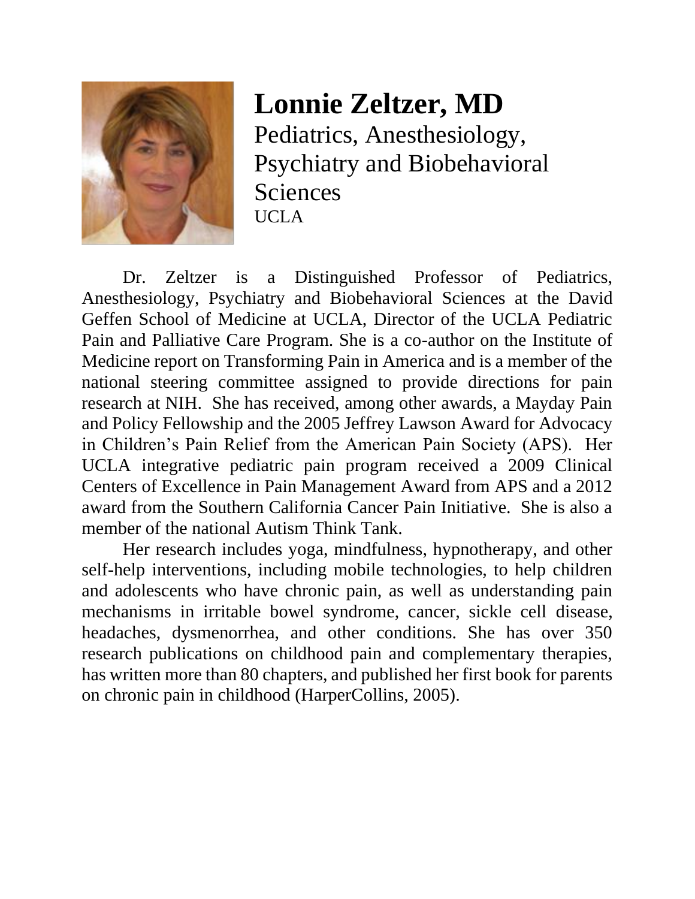# Lonnie Zeltzer, MD

Pediatrics, Anesthesiology, Psychiatry and Biobehavioral Sciences

UCLA

Dr. Zeltzer is a Distinguished Professor of Pediatrics, Anesthesiology, Psychiatry and Biobehavioral Sciences at the David Geffen School of Medicine at UCLA, Director of the UCLA Pediatric Pain and Palliative Care Program. She is a co-author on the Institute of Medicine report on Transforming Pain in America and is a member of the national steering committee assigned to provide directions for pain research at NIH. She has received, among other awards, a Mayday Pain and Policy Fellowship and the 2005 Jeffrey Lawson Award for Advocacy in Children's Pain Relief from the American Pain Society (APS). Her UCLA integrative pediatric pain program received a 2009 Clinical Centers of Excellence in Pain Management Award from APS and a 2012 award from the Southern California Cancer Pain Initiative. She is also a member of the national Autism Think Tank.

Her research includes yoga, mindfulness, hypnotherapy, and other self-help interventions, including mobile technologies, to help children and adolescents who have chronic pain, as well as understanding pain mechanisms in irritable bowel syndrome, cancer, sickle cell disease, headaches, dysmenorrhea, and other conditions. She has over 350 research publications on childhood pain and complementary therapies, has written more than 80 chapters, and published her first book for parents on chronic pain in childhood (HarperCollins, 2005).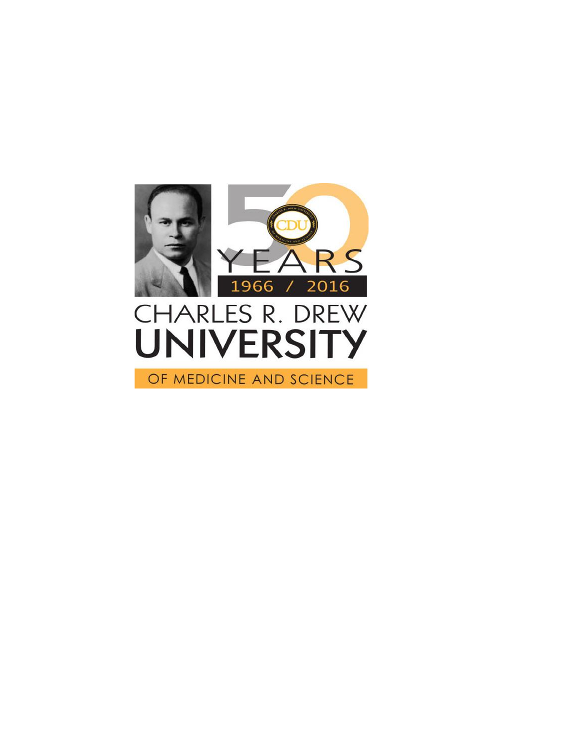50 YEARS

1966 / 2016

CHARLES R. DREW

UNIVERSITY

OF MEDICINE AND SCIENCE